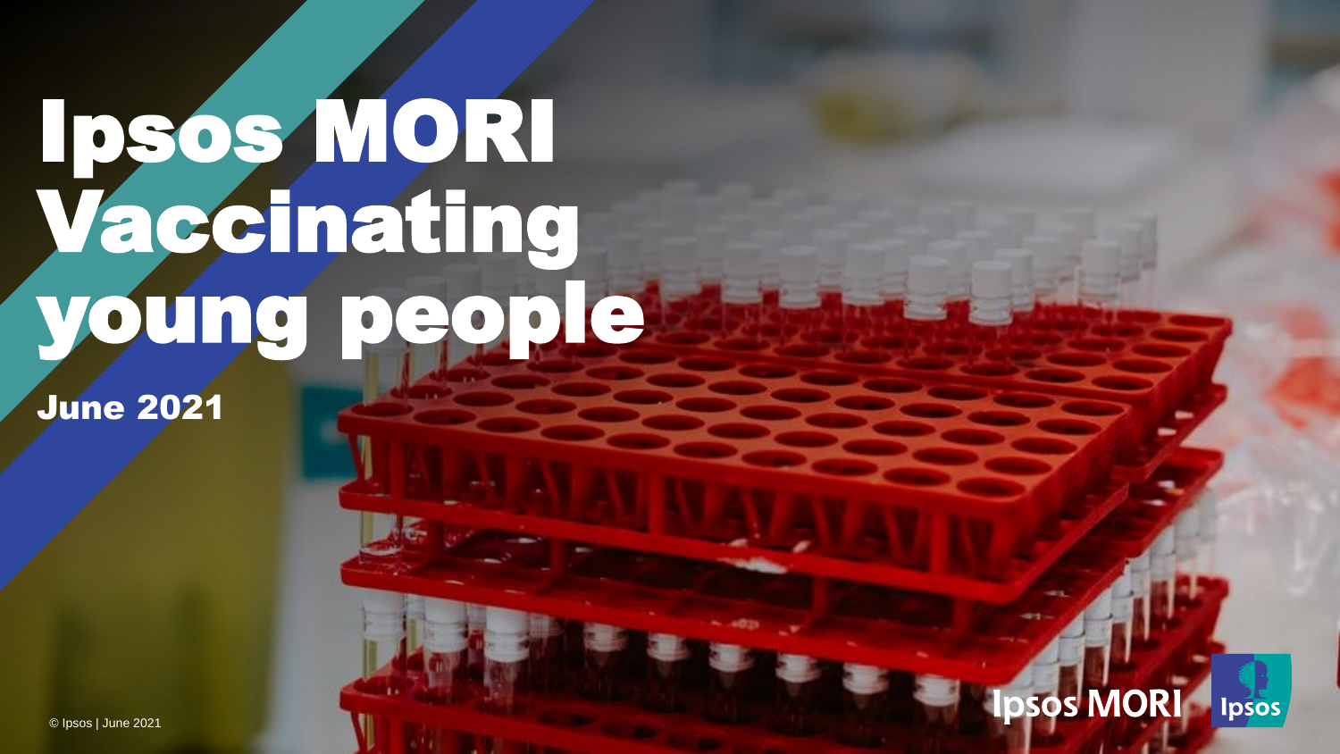# Ipsos MORI Vaccinating young people

June 2021

© Ipsos | June 2021

Ipsos MORI

Ipsos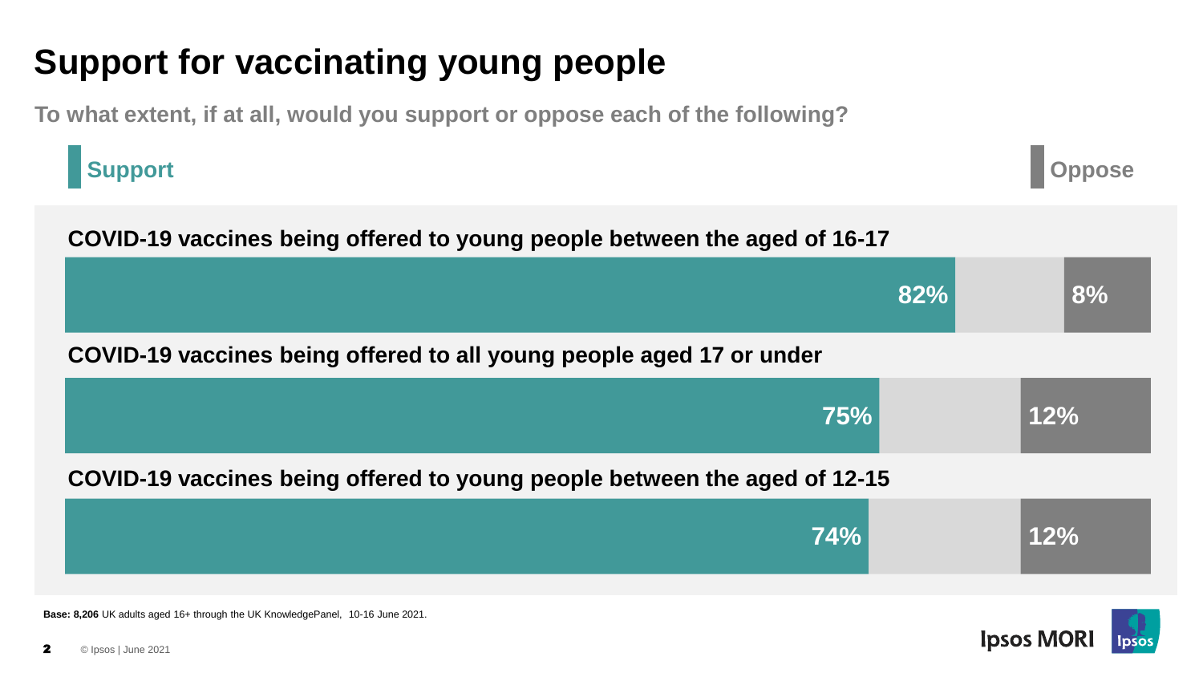# Support for vaccinating young people

**To what extent, if at all, would you support or oppose each of the following?**

| | Support | Oppose |
|---|---|---|
| COVID-19 vaccines being offered to young people between the aged of 16-17 | 82% | 8% |
| COVID-19 vaccines being offered to all young people aged 17 or under | 75% | 12% |
| COVID-19 vaccines being offered to young people between the aged of 12-15 | 74% | 12% |

**Base: 8,206** UK adults aged 16+ through the UK KnowledgePanel, 10-16 June 2021.

© Ipsos | June 2021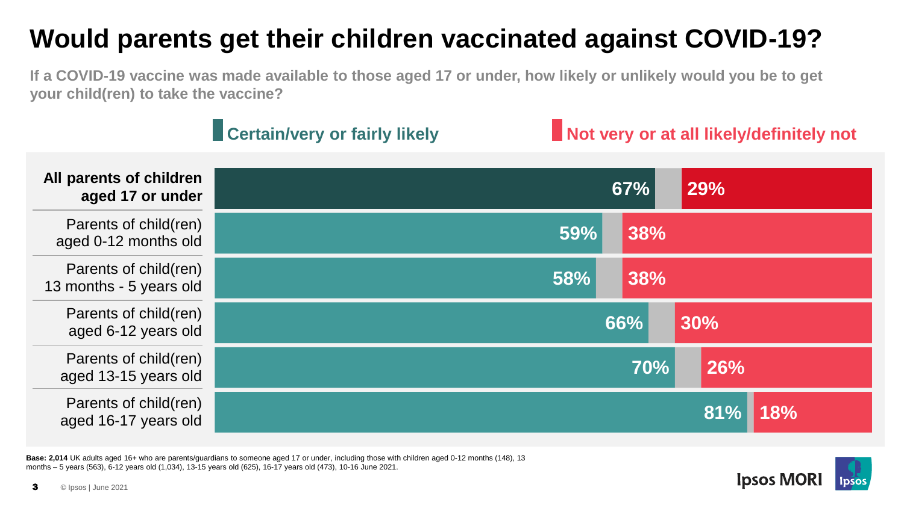# Would parents get their children vaccinated against COVID-19?

**If a COVID-19 vaccine was made available to those aged 17 or under, how likely or unlikely would you be to get your child(ren) to take the vaccine?**

| | Certain/very or fairly likely | Not very or at all likely/definitely not |
|---|---|---|
| **All parents of children aged 17 or under** | 67% | 29% |
| Parents of child(ren) aged 0-12 months old | 59% | 38% |
| Parents of child(ren) 13 months - 5 years old | 58% | 38% |
| Parents of child(ren) aged 6-12 years old | 66% | 30% |
| Parents of child(ren) aged 13-15 years old | 70% | 26% |
| Parents of child(ren) aged 16-17 years old | 81% | 18% |

**Base: 2,014** UK adults aged 16+ who are parents/guardians to someone aged 17 or under, including those with children aged 0-12 months (148), 13 months – 5 years (563), 6-12 years old (1,034), 13-15 years old (625), 16-17 years old (473), 10-16 June 2021.

© Ipsos | June 2021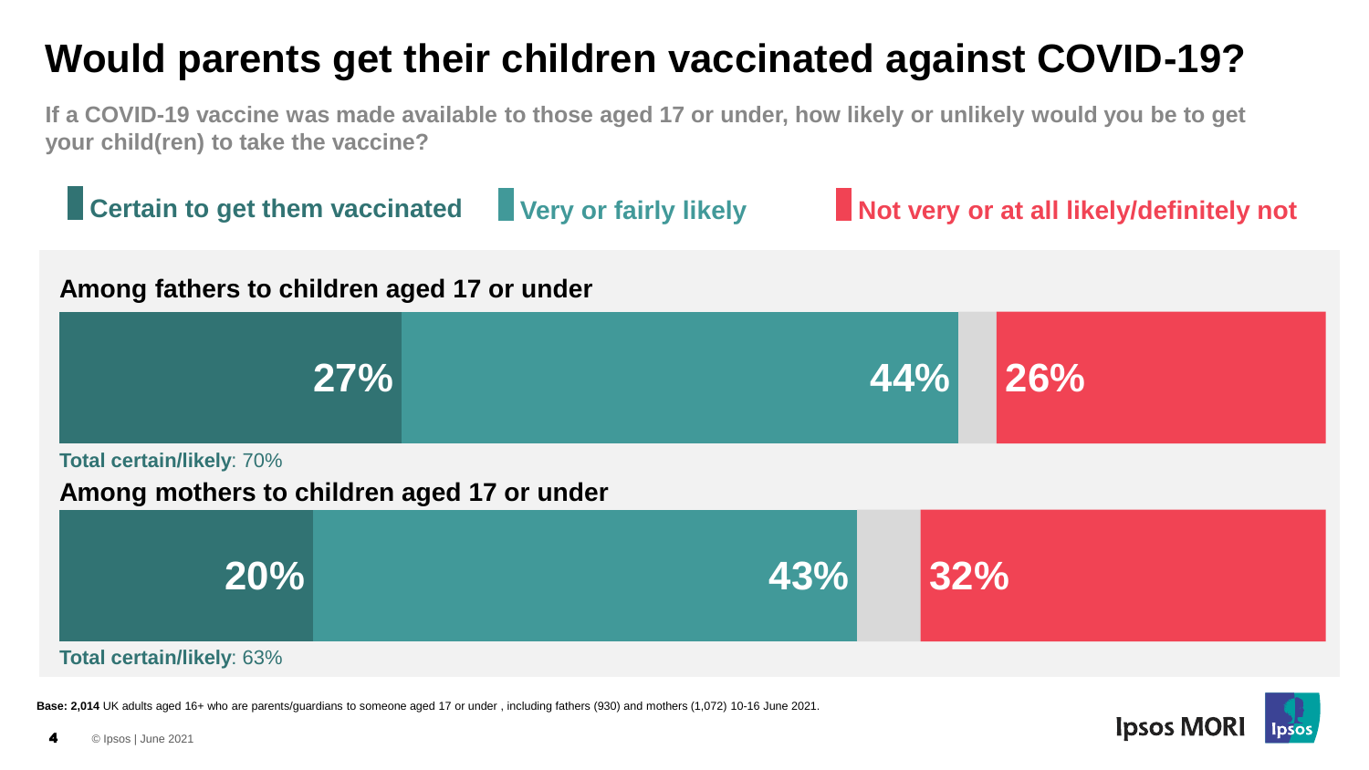# Would parents get their children vaccinated against COVID-19?

**If a COVID-19 vaccine was made available to those aged 17 or under, how likely or unlikely would you be to get your child(ren) to take the vaccine?**

| | Certain to get them vaccinated | Very or fairly likely | Not very or at all likely/definitely not |
|---|---|---|---|
| **Among fathers to children aged 17 or under** | 27% | 44% | 26% |
| **Among mothers to children aged 17 or under** | 20% | 43% | 32% |

**Total certain/likely** (fathers): 70%

**Total certain/likely** (mothers): 63%

**Base: 2,014** UK adults aged 16+ who are parents/guardians to someone aged 17 or under , including fathers (930) and mothers (1,072) 10-16 June 2021.

© Ipsos | June 2021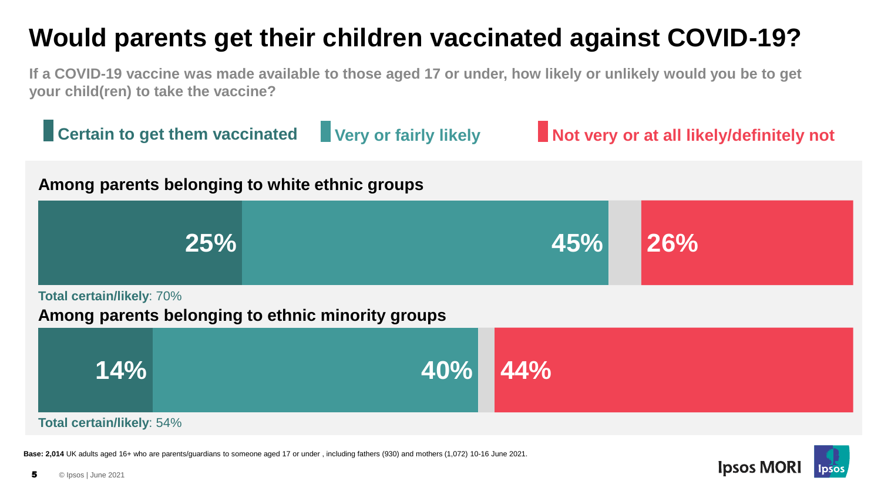# Would parents get their children vaccinated against COVID-19?

**If a COVID-19 vaccine was made available to those aged 17 or under, how likely or unlikely would you be to get your child(ren) to take the vaccine?**

| | Certain to get them vaccinated | Very or fairly likely | Not very or at all likely/definitely not |
|---|---|---|---|
| Among parents belonging to white ethnic groups | 25% | 45% | 26% |
| Among parents belonging to ethnic minority groups | 14% | 40% | 44% |

**Among parents belonging to white ethnic groups** — **Total certain/likely**: 70%

**Among parents belonging to ethnic minority groups** — **Total certain/likely**: 54%

**Base: 2,014** UK adults aged 16+ who are parents/guardians to someone aged 17 or under , including fathers (930) and mothers (1,072) 10-16 June 2021.

© Ipsos | June 2021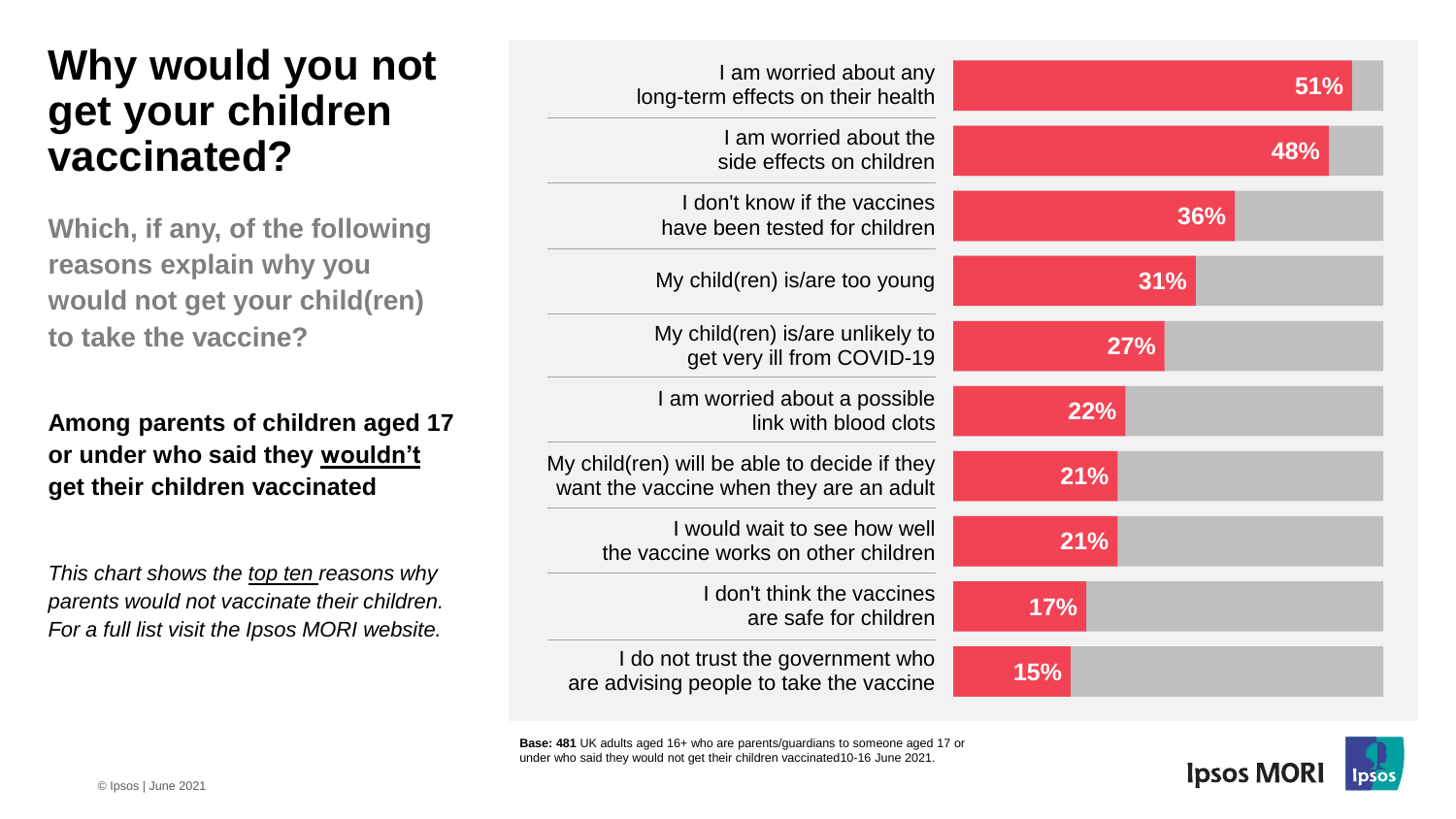# Why would you not get your children vaccinated?

**Which, if any, of the following reasons explain why you would not get your child(ren) to take the vaccine?**

**Among parents of children aged 17 or under who said they wouldn't get their children vaccinated**

*This chart shows the top ten reasons why parents would not vaccinate their children. For a full list visit the Ipsos MORI website.*

| Reason | % |
|---|---|
| I am worried about any long-term effects on their health | 51% |
| I am worried about the side effects on children | 48% |
| I don't know if the vaccines have been tested for children | 36% |
| My child(ren) is/are too young | 31% |
| My child(ren) is/are unlikely to get very ill from COVID-19 | 27% |
| I am worried about a possible link with blood clots | 22% |
| My child(ren) will be able to decide if they want the vaccine when they are an adult | 21% |
| I would wait to see how well the vaccine works on other children | 21% |
| I don't think the vaccines are safe for children | 17% |
| I do not trust the government who are advising people to take the vaccine | 15% |

**Base: 481** UK adults aged 16+ who are parents/guardians to someone aged 17 or under who said they would not get their children vaccinated10-16 June 2021.

© Ipsos | June 2021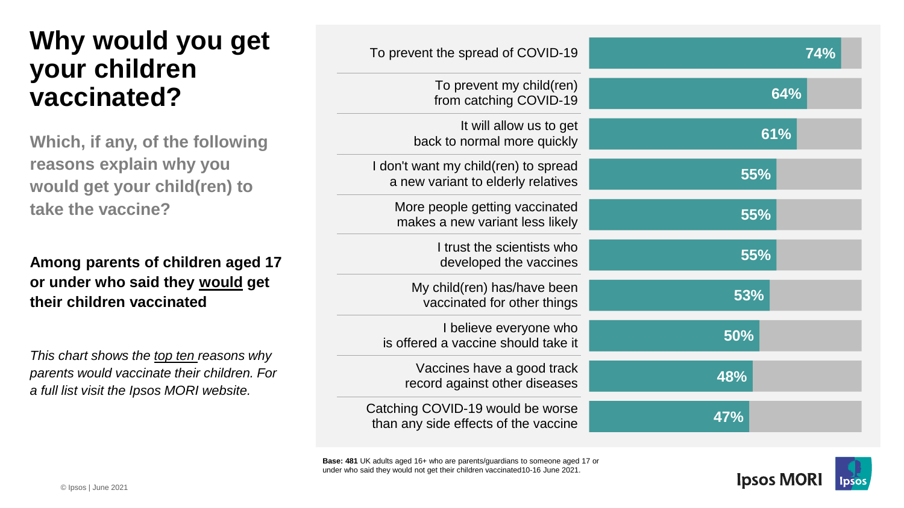# Why would you get your children vaccinated?

**Which, if any, of the following reasons explain why you would get your child(ren) to take the vaccine?**

**Among parents of children aged 17 or under who said they would get their children vaccinated**

*This chart shows the top ten reasons why parents would vaccinate their children. For a full list visit the Ipsos MORI website.*

| Reason | % |
| --- | --- |
| To prevent the spread of COVID-19 | 74% |
| To prevent my child(ren) from catching COVID-19 | 64% |
| It will allow us to get back to normal more quickly | 61% |
| I don't want my child(ren) to spread a new variant to elderly relatives | 55% |
| More people getting vaccinated makes a new variant less likely | 55% |
| I trust the scientists who developed the vaccines | 55% |
| My child(ren) has/have been vaccinated for other things | 53% |
| I believe everyone who is offered a vaccine should take it | 50% |
| Vaccines have a good track record against other diseases | 48% |
| Catching COVID-19 would be worse than any side effects of the vaccine | 47% |

**Base: 481** UK adults aged 16+ who are parents/guardians to someone aged 17 or under who said they would not get their children vaccinated10-16 June 2021.

© Ipsos | June 2021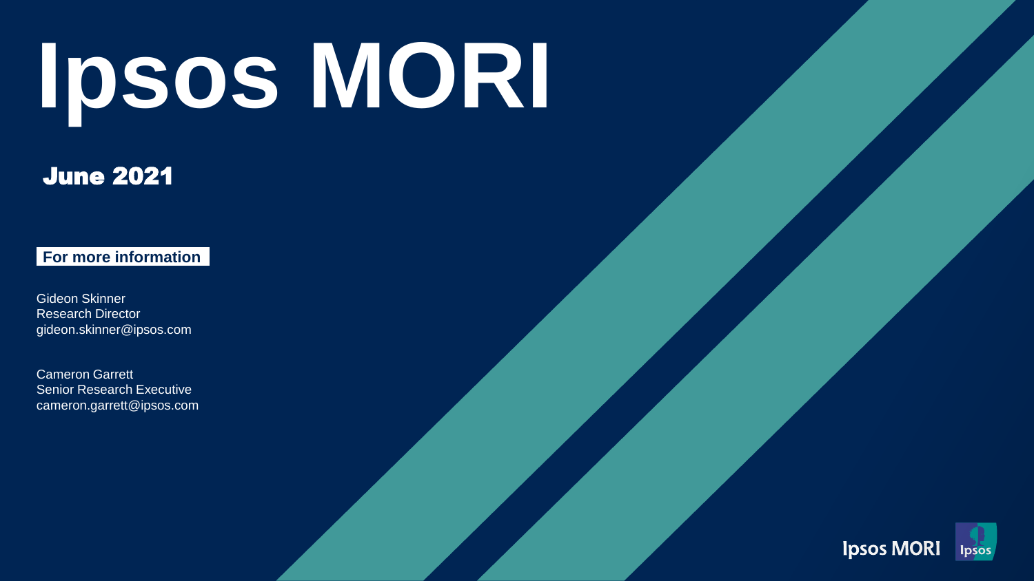# Ipsos MORI

## June 2021

**For more information**

Gideon Skinner
Research Director
gideon.skinner@ipsos.com

Cameron Garrett
Senior Research Executive
cameron.garrett@ipsos.com